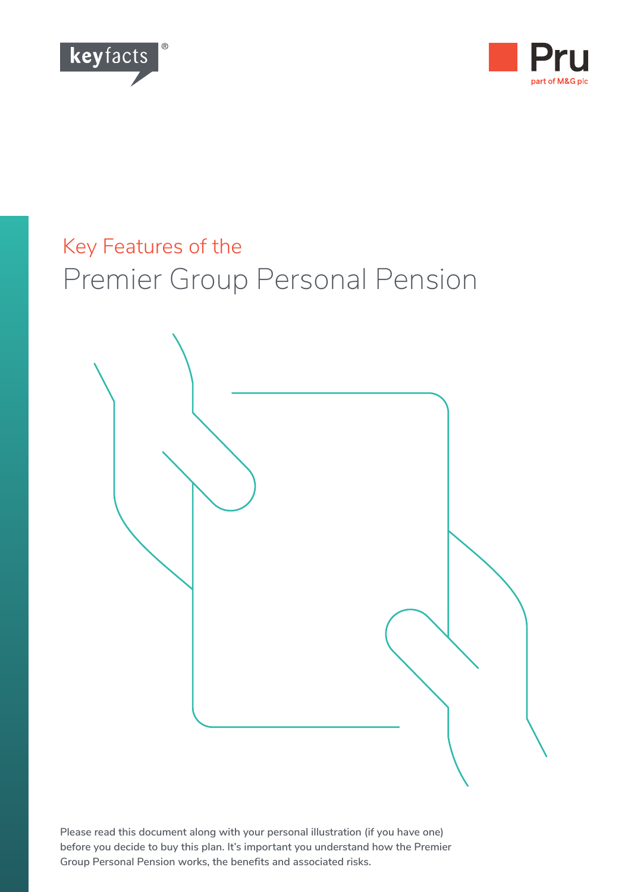keyfacts®

Pru
part of M&G plc

# Key Features of the
# Premier Group Personal Pension

Please read this document along with your personal illustration (if you have one) before you decide to buy this plan. It's important you understand how the Premier Group Personal Pension works, the benefits and associated risks.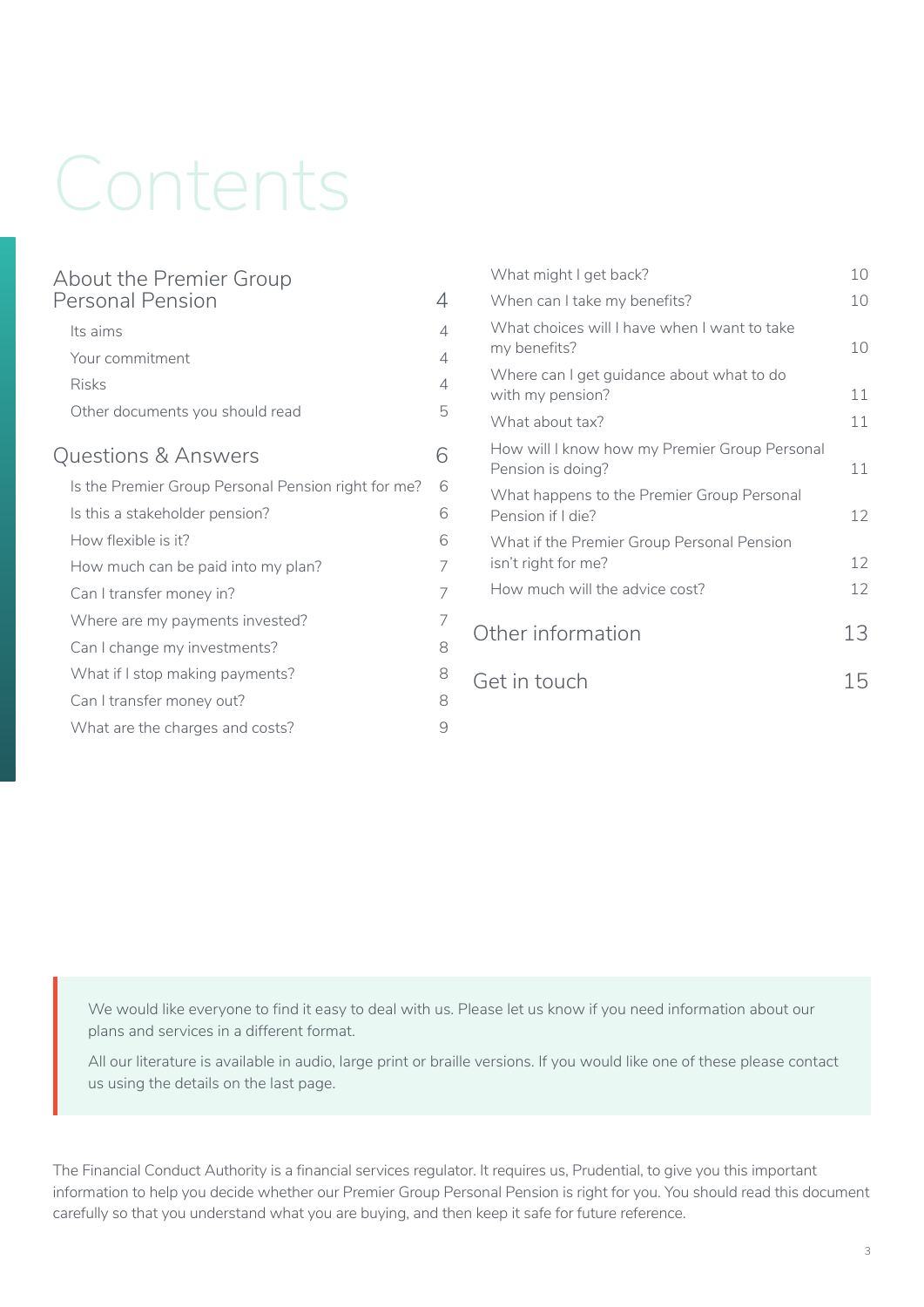# Contents

| | |
|---|---|
| **About the Premier Group Personal Pension** | **4** |
| Its aims | 4 |
| Your commitment | 4 |
| Risks | 4 |
| Other documents you should read | 5 |
| **Questions & Answers** | **6** |
| Is the Premier Group Personal Pension right for me? | 6 |
| Is this a stakeholder pension? | 6 |
| How flexible is it? | 6 |
| How much can be paid into my plan? | 7 |
| Can I transfer money in? | 7 |
| Where are my payments invested? | 7 |
| Can I change my investments? | 8 |
| What if I stop making payments? | 8 |
| Can I transfer money out? | 8 |
| What are the charges and costs? | 9 |
| What might I get back? | 10 |
| When can I take my benefits? | 10 |
| What choices will I have when I want to take my benefits? | 10 |
| Where can I get guidance about what to do with my pension? | 11 |
| What about tax? | 11 |
| How will I know how my Premier Group Personal Pension is doing? | 11 |
| What happens to the Premier Group Personal Pension if I die? | 12 |
| What if the Premier Group Personal Pension isn't right for me? | 12 |
| How much will the advice cost? | 12 |
| **Other information** | **13** |
| **Get in touch** | **15** |

We would like everyone to find it easy to deal with us. Please let us know if you need information about our plans and services in a different format.

All our literature is available in audio, large print or braille versions. If you would like one of these please contact us using the details on the last page.

The Financial Conduct Authority is a financial services regulator. It requires us, Prudential, to give you this important information to help you decide whether our Premier Group Personal Pension is right for you. You should read this document carefully so that you understand what you are buying, and then keep it safe for future reference.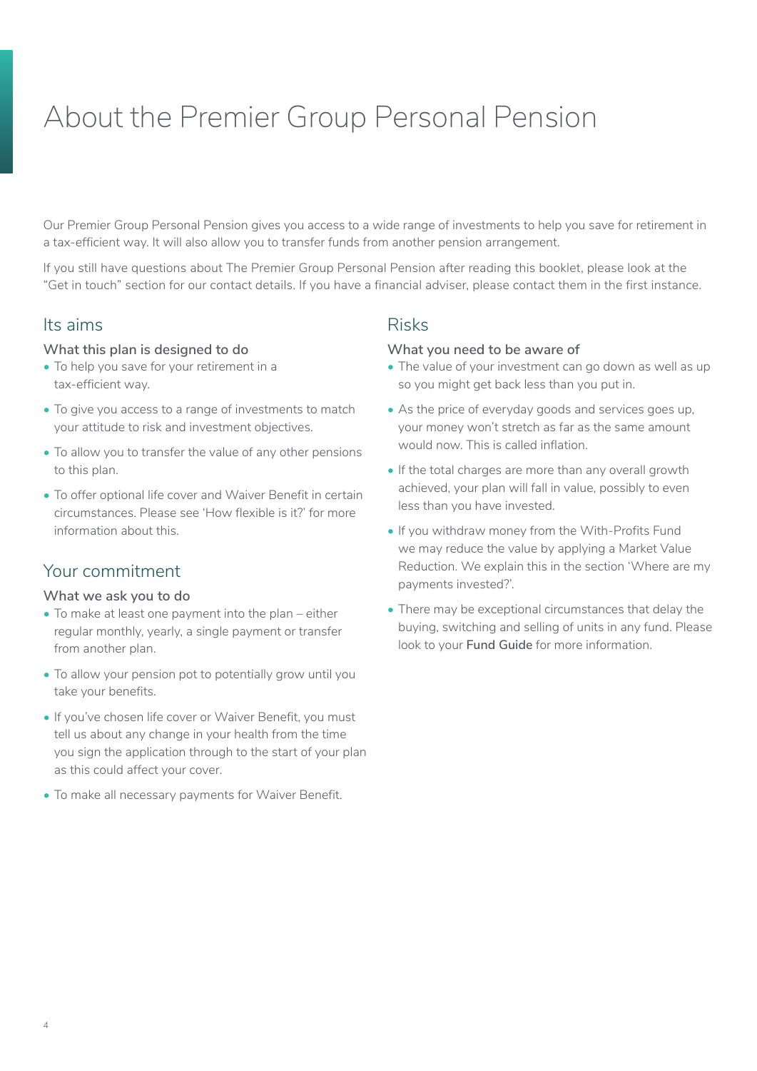# About the Premier Group Personal Pension

Our Premier Group Personal Pension gives you access to a wide range of investments to help you save for retirement in a tax-efficient way. It will also allow you to transfer funds from another pension arrangement.

If you still have questions about The Premier Group Personal Pension after reading this booklet, please look at the "Get in touch" section for our contact details. If you have a financial adviser, please contact them in the first instance.

## Its aims

### What this plan is designed to do

- To help you save for your retirement in a tax-efficient way.
- To give you access to a range of investments to match your attitude to risk and investment objectives.
- To allow you to transfer the value of any other pensions to this plan.
- To offer optional life cover and Waiver Benefit in certain circumstances. Please see 'How flexible is it?' for more information about this.

## Your commitment

### What we ask you to do

- To make at least one payment into the plan – either regular monthly, yearly, a single payment or transfer from another plan.
- To allow your pension pot to potentially grow until you take your benefits.
- If you've chosen life cover or Waiver Benefit, you must tell us about any change in your health from the time you sign the application through to the start of your plan as this could affect your cover.
- To make all necessary payments for Waiver Benefit.

## Risks

### What you need to be aware of

- The value of your investment can go down as well as up so you might get back less than you put in.
- As the price of everyday goods and services goes up, your money won't stretch as far as the same amount would now. This is called inflation.
- If the total charges are more than any overall growth achieved, your plan will fall in value, possibly to even less than you have invested.
- If you withdraw money from the With-Profits Fund we may reduce the value by applying a Market Value Reduction. We explain this in the section 'Where are my payments invested?'.
- There may be exceptional circumstances that delay the buying, switching and selling of units in any fund. Please look to your **Fund Guide** for more information.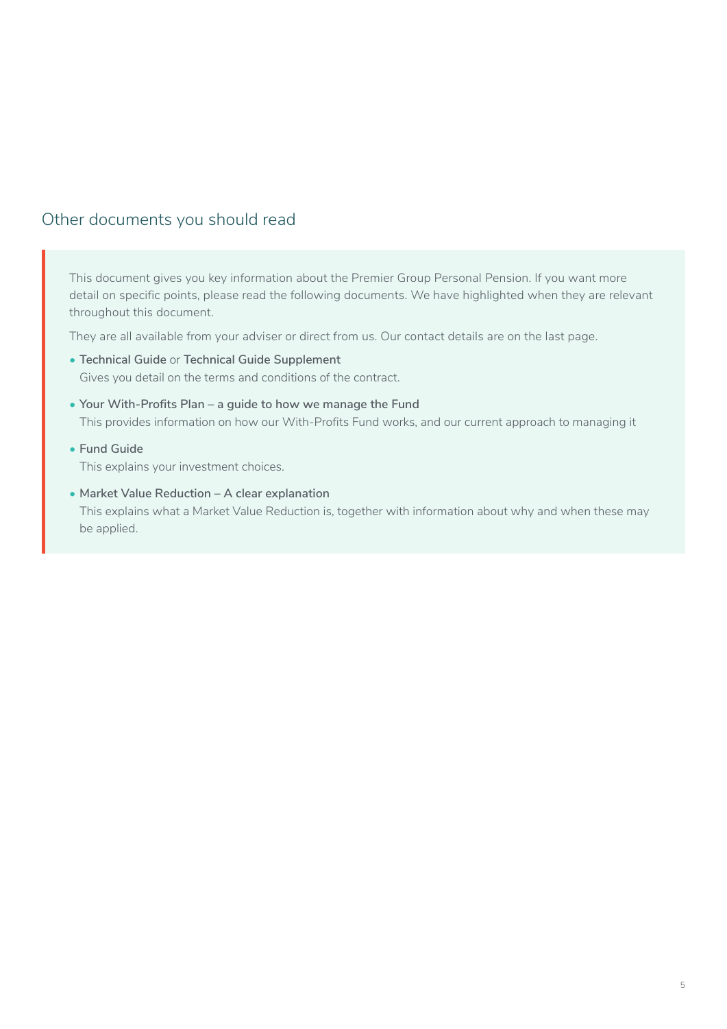## Other documents you should read

This document gives you key information about the Premier Group Personal Pension. If you want more detail on specific points, please read the following documents. We have highlighted when they are relevant throughout this document.

They are all available from your adviser or direct from us. Our contact details are on the last page.

- **Technical Guide** or **Technical Guide Supplement**
  Gives you detail on the terms and conditions of the contract.
- **Your With-Profits Plan – a guide to how we manage the Fund**
  This provides information on how our With-Profits Fund works, and our current approach to managing it
- **Fund Guide**
  This explains your investment choices.
- **Market Value Reduction – A clear explanation**
  This explains what a Market Value Reduction is, together with information about why and when these may be applied.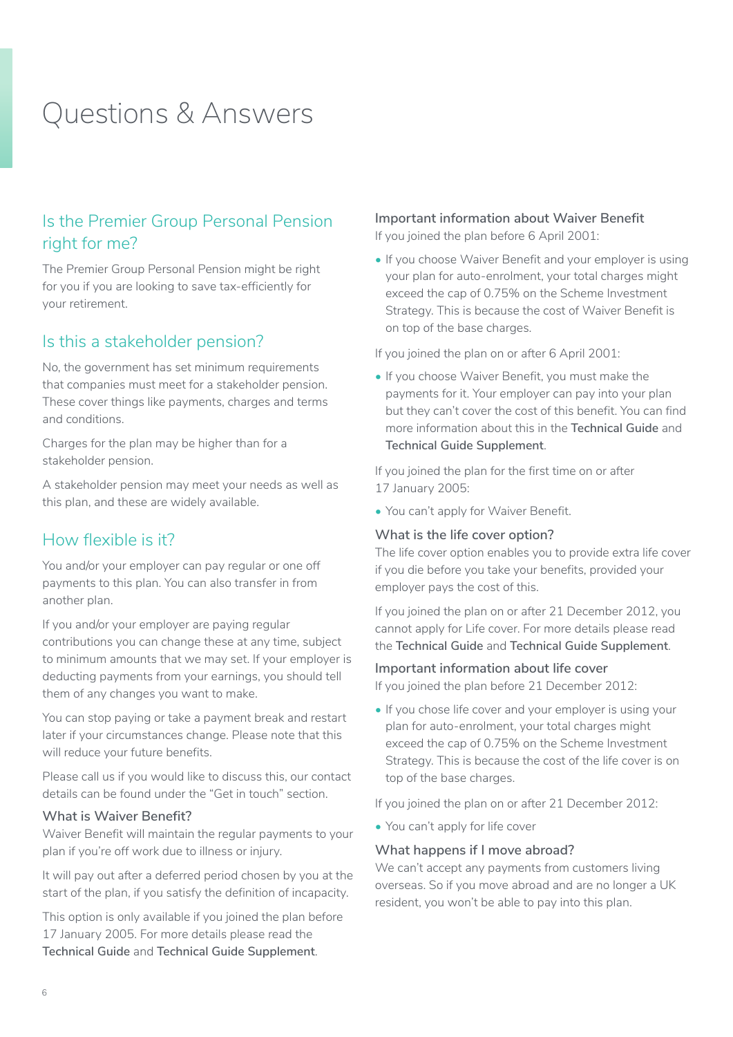# Questions & Answers

## Is the Premier Group Personal Pension right for me?

The Premier Group Personal Pension might be right for you if you are looking to save tax-efficiently for your retirement.

## Is this a stakeholder pension?

No, the government has set minimum requirements that companies must meet for a stakeholder pension. These cover things like payments, charges and terms and conditions.

Charges for the plan may be higher than for a stakeholder pension.

A stakeholder pension may meet your needs as well as this plan, and these are widely available.

## How flexible is it?

You and/or your employer can pay regular or one off payments to this plan. You can also transfer in from another plan.

If you and/or your employer are paying regular contributions you can change these at any time, subject to minimum amounts that we may set. If your employer is deducting payments from your earnings, you should tell them of any changes you want to make.

You can stop paying or take a payment break and restart later if your circumstances change. Please note that this will reduce your future benefits.

Please call us if you would like to discuss this, our contact details can be found under the "Get in touch" section.

### What is Waiver Benefit?

Waiver Benefit will maintain the regular payments to your plan if you're off work due to illness or injury.

It will pay out after a deferred period chosen by you at the start of the plan, if you satisfy the definition of incapacity.

This option is only available if you joined the plan before 17 January 2005. For more details please read the **Technical Guide** and **Technical Guide Supplement**.

### Important information about Waiver Benefit

If you joined the plan before 6 April 2001:

- If you choose Waiver Benefit and your employer is using your plan for auto-enrolment, your total charges might exceed the cap of 0.75% on the Scheme Investment Strategy. This is because the cost of Waiver Benefit is on top of the base charges.

If you joined the plan on or after 6 April 2001:

- If you choose Waiver Benefit, you must make the payments for it. Your employer can pay into your plan but they can't cover the cost of this benefit. You can find more information about this in the **Technical Guide** and **Technical Guide Supplement**.

If you joined the plan for the first time on or after 17 January 2005:

- You can't apply for Waiver Benefit.

### What is the life cover option?

The life cover option enables you to provide extra life cover if you die before you take your benefits, provided your employer pays the cost of this.

If you joined the plan on or after 21 December 2012, you cannot apply for Life cover. For more details please read the **Technical Guide** and **Technical Guide Supplement**.

### Important information about life cover

If you joined the plan before 21 December 2012:

- If you chose life cover and your employer is using your plan for auto-enrolment, your total charges might exceed the cap of 0.75% on the Scheme Investment Strategy. This is because the cost of the life cover is on top of the base charges.

If you joined the plan on or after 21 December 2012:

- You can't apply for life cover

### What happens if I move abroad?

We can't accept any payments from customers living overseas. So if you move abroad and are no longer a UK resident, you won't be able to pay into this plan.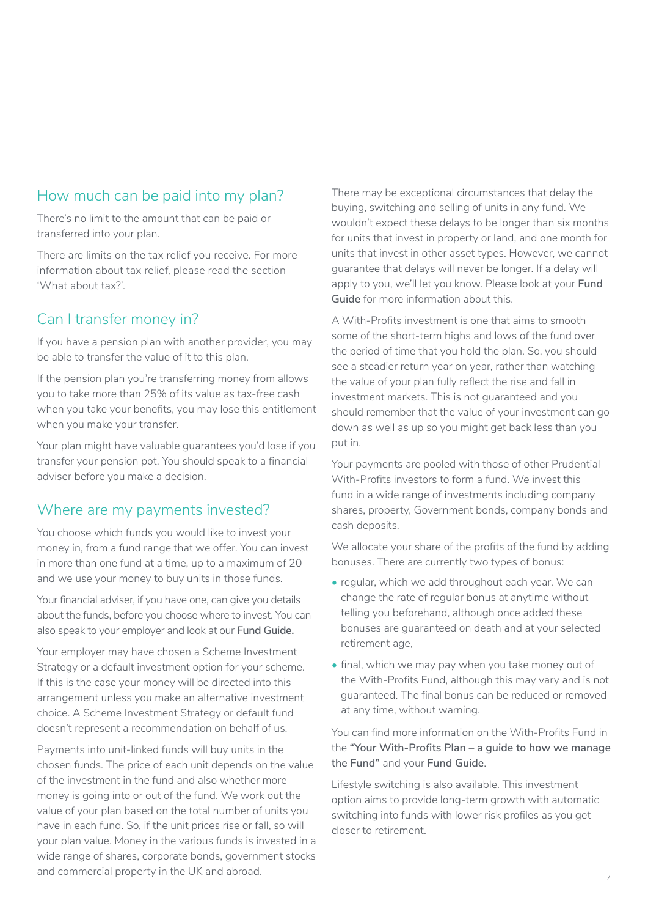## How much can be paid into my plan?

There's no limit to the amount that can be paid or transferred into your plan.

There are limits on the tax relief you receive. For more information about tax relief, please read the section 'What about tax?'.

## Can I transfer money in?

If you have a pension plan with another provider, you may be able to transfer the value of it to this plan.

If the pension plan you're transferring money from allows you to take more than 25% of its value as tax-free cash when you take your benefits, you may lose this entitlement when you make your transfer.

Your plan might have valuable guarantees you'd lose if you transfer your pension pot. You should speak to a financial adviser before you make a decision.

## Where are my payments invested?

You choose which funds you would like to invest your money in, from a fund range that we offer. You can invest in more than one fund at a time, up to a maximum of 20 and we use your money to buy units in those funds.

Your financial adviser, if you have one, can give you details about the funds, before you choose where to invest. You can also speak to your employer and look at our **Fund Guide.**

Your employer may have chosen a Scheme Investment Strategy or a default investment option for your scheme. If this is the case your money will be directed into this arrangement unless you make an alternative investment choice. A Scheme Investment Strategy or default fund doesn't represent a recommendation on behalf of us.

Payments into unit-linked funds will buy units in the chosen funds. The price of each unit depends on the value of the investment in the fund and also whether more money is going into or out of the fund. We work out the value of your plan based on the total number of units you have in each fund. So, if the unit prices rise or fall, so will your plan value. Money in the various funds is invested in a wide range of shares, corporate bonds, government stocks and commercial property in the UK and abroad.

There may be exceptional circumstances that delay the buying, switching and selling of units in any fund. We wouldn't expect these delays to be longer than six months for units that invest in property or land, and one month for units that invest in other asset types. However, we cannot guarantee that delays will never be longer. If a delay will apply to you, we'll let you know. Please look at your **Fund Guide** for more information about this.

A With-Profits investment is one that aims to smooth some of the short-term highs and lows of the fund over the period of time that you hold the plan. So, you should see a steadier return year on year, rather than watching the value of your plan fully reflect the rise and fall in investment markets. This is not guaranteed and you should remember that the value of your investment can go down as well as up so you might get back less than you put in.

Your payments are pooled with those of other Prudential With-Profits investors to form a fund. We invest this fund in a wide range of investments including company shares, property, Government bonds, company bonds and cash deposits.

We allocate your share of the profits of the fund by adding bonuses. There are currently two types of bonus:

- regular, which we add throughout each year. We can change the rate of regular bonus at anytime without telling you beforehand, although once added these bonuses are guaranteed on death and at your selected retirement age,
- final, which we may pay when you take money out of the With-Profits Fund, although this may vary and is not guaranteed. The final bonus can be reduced or removed at any time, without warning.

You can find more information on the With-Profits Fund in the **"Your With-Profits Plan – a guide to how we manage the Fund"** and your **Fund Guide**.

Lifestyle switching is also available. This investment option aims to provide long-term growth with automatic switching into funds with lower risk profiles as you get closer to retirement.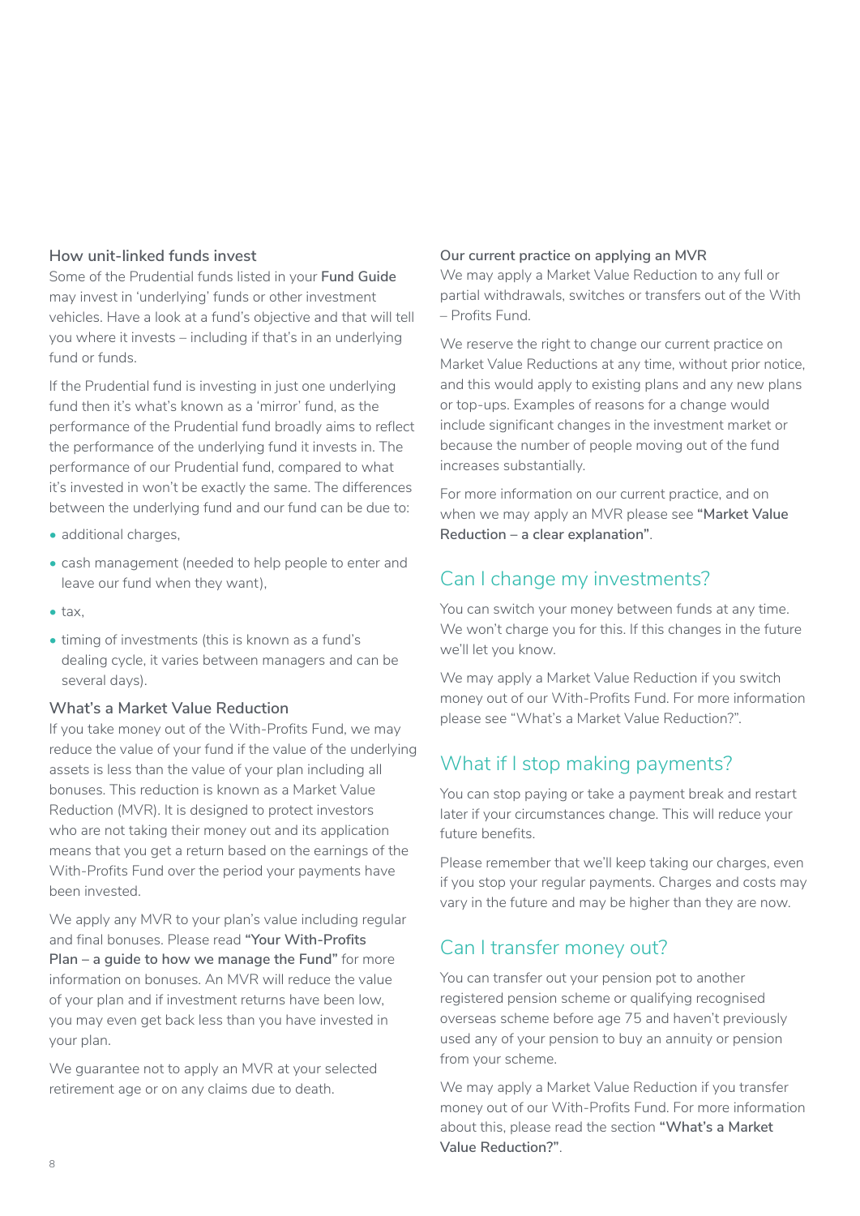### How unit-linked funds invest

Some of the Prudential funds listed in your **Fund Guide** may invest in 'underlying' funds or other investment vehicles. Have a look at a fund's objective and that will tell you where it invests – including if that's in an underlying fund or funds.

If the Prudential fund is investing in just one underlying fund then it's what's known as a 'mirror' fund, as the performance of the Prudential fund broadly aims to reflect the performance of the underlying fund it invests in. The performance of our Prudential fund, compared to what it's invested in won't be exactly the same. The differences between the underlying fund and our fund can be due to:

- additional charges,
- cash management (needed to help people to enter and leave our fund when they want),
- tax,
- timing of investments (this is known as a fund's dealing cycle, it varies between managers and can be several days).

### What's a Market Value Reduction

If you take money out of the With-Profits Fund, we may reduce the value of your fund if the value of the underlying assets is less than the value of your plan including all bonuses. This reduction is known as a Market Value Reduction (MVR). It is designed to protect investors who are not taking their money out and its application means that you get a return based on the earnings of the With-Profits Fund over the period your payments have been invested.

We apply any MVR to your plan's value including regular and final bonuses. Please read **"Your With-Profits Plan – a guide to how we manage the Fund"** for more information on bonuses. An MVR will reduce the value of your plan and if investment returns have been low, you may even get back less than you have invested in your plan.

We guarantee not to apply an MVR at your selected retirement age or on any claims due to death.

### Our current practice on applying an MVR

We may apply a Market Value Reduction to any full or partial withdrawals, switches or transfers out of the With – Profits Fund.

We reserve the right to change our current practice on Market Value Reductions at any time, without prior notice, and this would apply to existing plans and any new plans or top-ups. Examples of reasons for a change would include significant changes in the investment market or because the number of people moving out of the fund increases substantially.

For more information on our current practice, and on when we may apply an MVR please see **"Market Value Reduction – a clear explanation"**.

## Can I change my investments?

You can switch your money between funds at any time. We won't charge you for this. If this changes in the future we'll let you know.

We may apply a Market Value Reduction if you switch money out of our With-Profits Fund. For more information please see "What's a Market Value Reduction?".

## What if I stop making payments?

You can stop paying or take a payment break and restart later if your circumstances change. This will reduce your future benefits.

Please remember that we'll keep taking our charges, even if you stop your regular payments. Charges and costs may vary in the future and may be higher than they are now.

## Can I transfer money out?

You can transfer out your pension pot to another registered pension scheme or qualifying recognised overseas scheme before age 75 and haven't previously used any of your pension to buy an annuity or pension from your scheme.

We may apply a Market Value Reduction if you transfer money out of our With-Profits Fund. For more information about this, please read the section **"What's a Market Value Reduction?"**.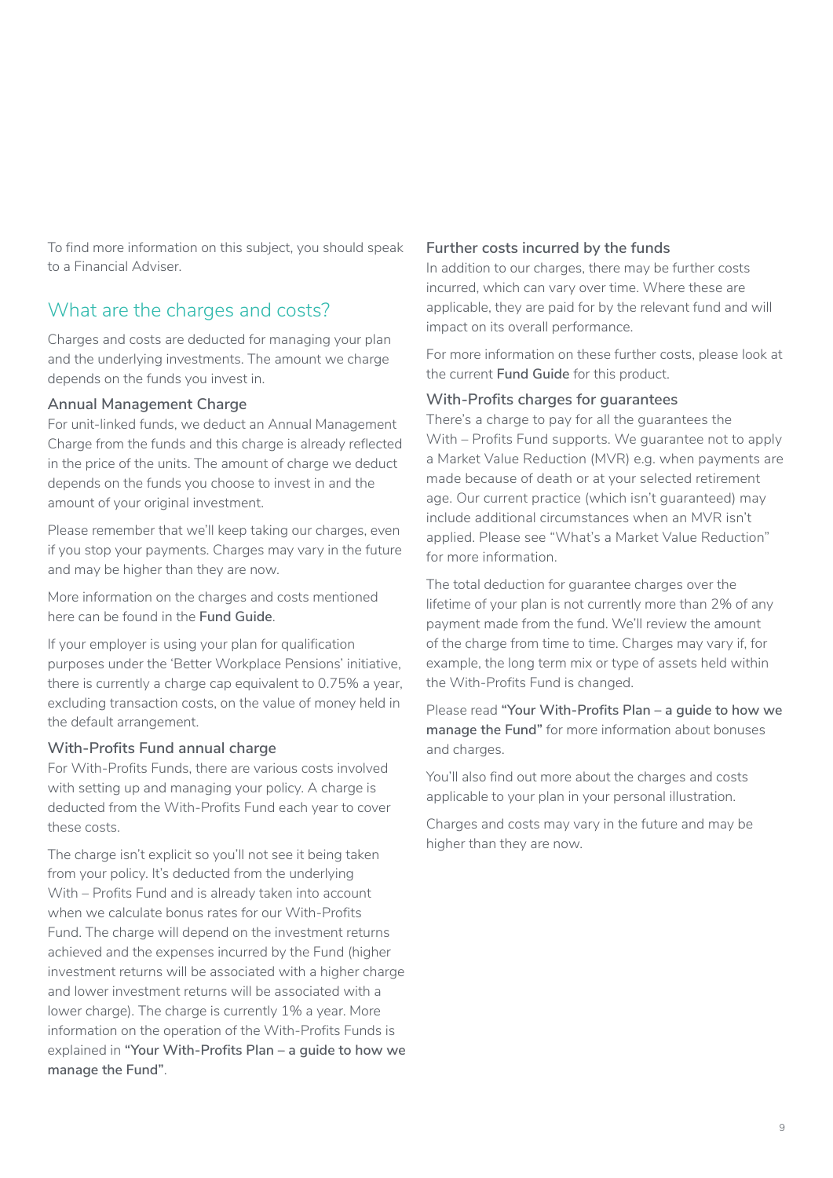To find more information on this subject, you should speak to a Financial Adviser.

## What are the charges and costs?

Charges and costs are deducted for managing your plan and the underlying investments. The amount we charge depends on the funds you invest in.

### Annual Management Charge

For unit-linked funds, we deduct an Annual Management Charge from the funds and this charge is already reflected in the price of the units. The amount of charge we deduct depends on the funds you choose to invest in and the amount of your original investment.

Please remember that we'll keep taking our charges, even if you stop your payments. Charges may vary in the future and may be higher than they are now.

More information on the charges and costs mentioned here can be found in the **Fund Guide**.

If your employer is using your plan for qualification purposes under the 'Better Workplace Pensions' initiative, there is currently a charge cap equivalent to 0.75% a year, excluding transaction costs, on the value of money held in the default arrangement.

### With-Profits Fund annual charge

For With-Profits Funds, there are various costs involved with setting up and managing your policy. A charge is deducted from the With-Profits Fund each year to cover these costs.

The charge isn't explicit so you'll not see it being taken from your policy. It's deducted from the underlying With – Profits Fund and is already taken into account when we calculate bonus rates for our With-Profits Fund. The charge will depend on the investment returns achieved and the expenses incurred by the Fund (higher investment returns will be associated with a higher charge and lower investment returns will be associated with a lower charge). The charge is currently 1% a year. More information on the operation of the With-Profits Funds is explained in **"Your With-Profits Plan – a guide to how we manage the Fund"**.

### Further costs incurred by the funds

In addition to our charges, there may be further costs incurred, which can vary over time. Where these are applicable, they are paid for by the relevant fund and will impact on its overall performance.

For more information on these further costs, please look at the current **Fund Guide** for this product.

### With-Profits charges for guarantees

There's a charge to pay for all the guarantees the With – Profits Fund supports. We guarantee not to apply a Market Value Reduction (MVR) e.g. when payments are made because of death or at your selected retirement age. Our current practice (which isn't guaranteed) may include additional circumstances when an MVR isn't applied. Please see "What's a Market Value Reduction" for more information.

The total deduction for guarantee charges over the lifetime of your plan is not currently more than 2% of any payment made from the fund. We'll review the amount of the charge from time to time. Charges may vary if, for example, the long term mix or type of assets held within the With-Profits Fund is changed.

Please read **"Your With-Profits Plan – a guide to how we manage the Fund"** for more information about bonuses and charges.

You'll also find out more about the charges and costs applicable to your plan in your personal illustration.

Charges and costs may vary in the future and may be higher than they are now.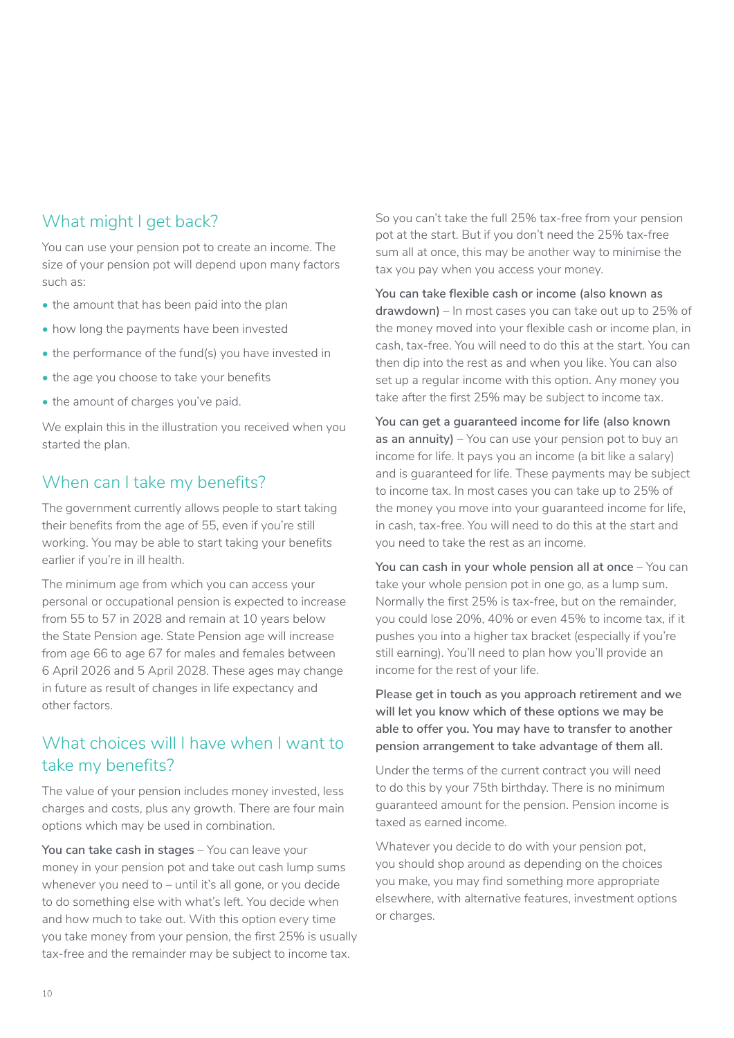## What might I get back?

You can use your pension pot to create an income. The size of your pension pot will depend upon many factors such as:

- the amount that has been paid into the plan
- how long the payments have been invested
- the performance of the fund(s) you have invested in
- the age you choose to take your benefits
- the amount of charges you've paid.

We explain this in the illustration you received when you started the plan.

## When can I take my benefits?

The government currently allows people to start taking their benefits from the age of 55, even if you're still working. You may be able to start taking your benefits earlier if you're in ill health.

The minimum age from which you can access your personal or occupational pension is expected to increase from 55 to 57 in 2028 and remain at 10 years below the State Pension age. State Pension age will increase from age 66 to age 67 for males and females between 6 April 2026 and 5 April 2028. These ages may change in future as result of changes in life expectancy and other factors.

## What choices will I have when I want to take my benefits?

The value of your pension includes money invested, less charges and costs, plus any growth. There are four main options which may be used in combination.

**You can take cash in stages** – You can leave your money in your pension pot and take out cash lump sums whenever you need to – until it's all gone, or you decide to do something else with what's left. You decide when and how much to take out. With this option every time you take money from your pension, the first 25% is usually tax-free and the remainder may be subject to income tax.

So you can't take the full 25% tax-free from your pension pot at the start. But if you don't need the 25% tax-free sum all at once, this may be another way to minimise the tax you pay when you access your money.

**You can take flexible cash or income (also known as drawdown)** – In most cases you can take out up to 25% of the money moved into your flexible cash or income plan, in cash, tax-free. You will need to do this at the start. You can then dip into the rest as and when you like. You can also set up a regular income with this option. Any money you take after the first 25% may be subject to income tax.

**You can get a guaranteed income for life (also known as an annuity)** – You can use your pension pot to buy an income for life. It pays you an income (a bit like a salary) and is guaranteed for life. These payments may be subject to income tax. In most cases you can take up to 25% of the money you move into your guaranteed income for life, in cash, tax-free. You will need to do this at the start and you need to take the rest as an income.

**You can cash in your whole pension all at once** – You can take your whole pension pot in one go, as a lump sum. Normally the first 25% is tax-free, but on the remainder, you could lose 20%, 40% or even 45% to income tax, if it pushes you into a higher tax bracket (especially if you're still earning). You'll need to plan how you'll provide an income for the rest of your life.

**Please get in touch as you approach retirement and we will let you know which of these options we may be able to offer you. You may have to transfer to another pension arrangement to take advantage of them all.**

Under the terms of the current contract you will need to do this by your 75th birthday. There is no minimum guaranteed amount for the pension. Pension income is taxed as earned income.

Whatever you decide to do with your pension pot, you should shop around as depending on the choices you make, you may find something more appropriate elsewhere, with alternative features, investment options or charges.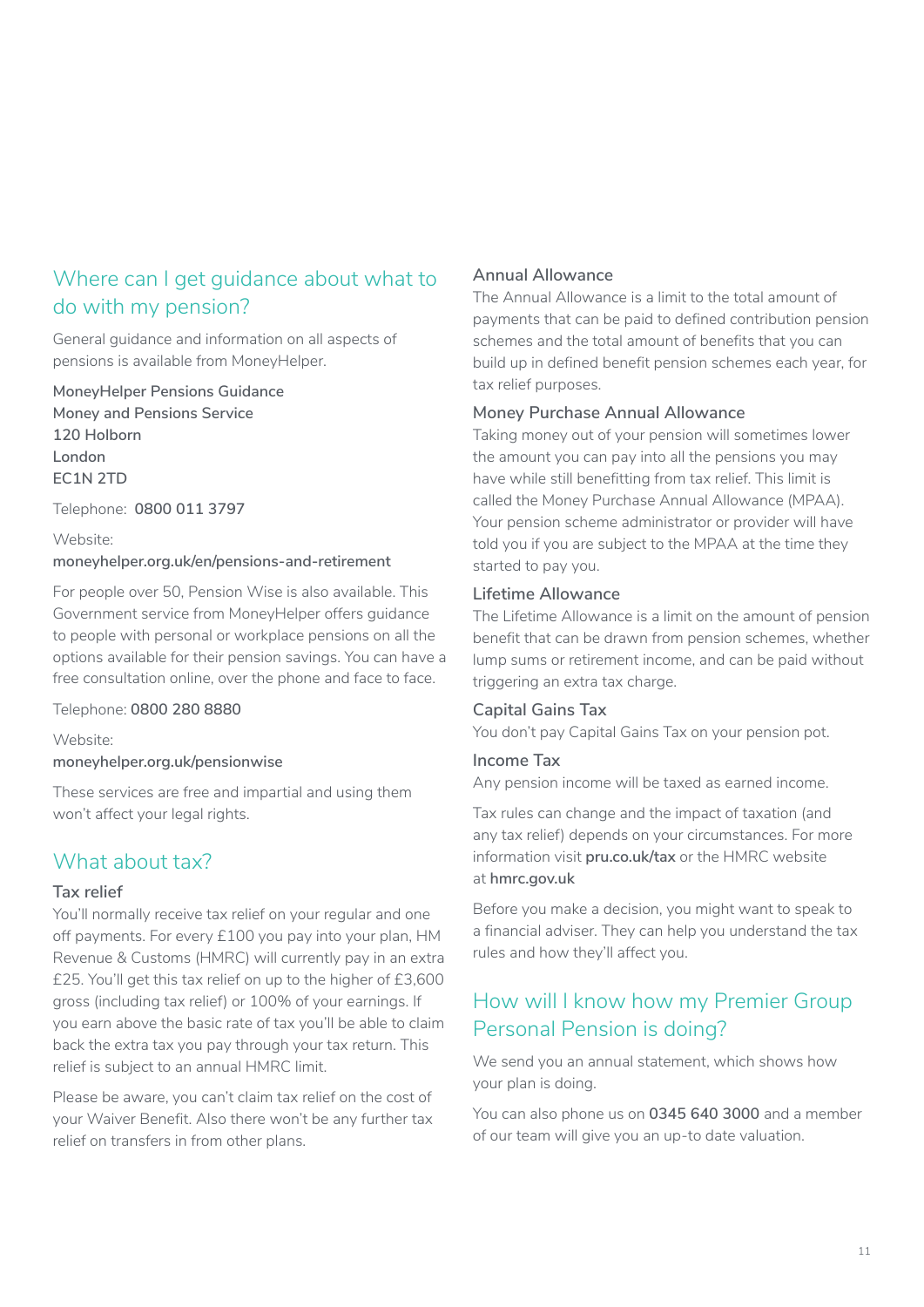## Where can I get guidance about what to do with my pension?

General guidance and information on all aspects of pensions is available from MoneyHelper.

**MoneyHelper Pensions Guidance**
**Money and Pensions Service**
**120 Holborn**
**London**
**EC1N 2TD**

Telephone: **0800 011 3797**

Website:
**moneyhelper.org.uk/en/pensions-and-retirement**

For people over 50, Pension Wise is also available. This Government service from MoneyHelper offers guidance to people with personal or workplace pensions on all the options available for their pension savings. You can have a free consultation online, over the phone and face to face.

Telephone: **0800 280 8880**

Website:
**moneyhelper.org.uk/pensionwise**

These services are free and impartial and using them won't affect your legal rights.

## What about tax?

### Tax relief

You'll normally receive tax relief on your regular and one off payments. For every £100 you pay into your plan, HM Revenue & Customs (HMRC) will currently pay in an extra £25. You'll get this tax relief on up to the higher of £3,600 gross (including tax relief) or 100% of your earnings. If you earn above the basic rate of tax you'll be able to claim back the extra tax you pay through your tax return. This relief is subject to an annual HMRC limit.

Please be aware, you can't claim tax relief on the cost of your Waiver Benefit. Also there won't be any further tax relief on transfers in from other plans.

### Annual Allowance

The Annual Allowance is a limit to the total amount of payments that can be paid to defined contribution pension schemes and the total amount of benefits that you can build up in defined benefit pension schemes each year, for tax relief purposes.

### Money Purchase Annual Allowance

Taking money out of your pension will sometimes lower the amount you can pay into all the pensions you may have while still benefitting from tax relief. This limit is called the Money Purchase Annual Allowance (MPAA). Your pension scheme administrator or provider will have told you if you are subject to the MPAA at the time they started to pay you.

### Lifetime Allowance

The Lifetime Allowance is a limit on the amount of pension benefit that can be drawn from pension schemes, whether lump sums or retirement income, and can be paid without triggering an extra tax charge.

### Capital Gains Tax

You don't pay Capital Gains Tax on your pension pot.

### Income Tax

Any pension income will be taxed as earned income.

Tax rules can change and the impact of taxation (and any tax relief) depends on your circumstances. For more information visit **pru.co.uk/tax** or the HMRC website at **hmrc.gov.uk**

Before you make a decision, you might want to speak to a financial adviser. They can help you understand the tax rules and how they'll affect you.

## How will I know how my Premier Group Personal Pension is doing?

We send you an annual statement, which shows how your plan is doing.

You can also phone us on **0345 640 3000** and a member of our team will give you an up-to date valuation.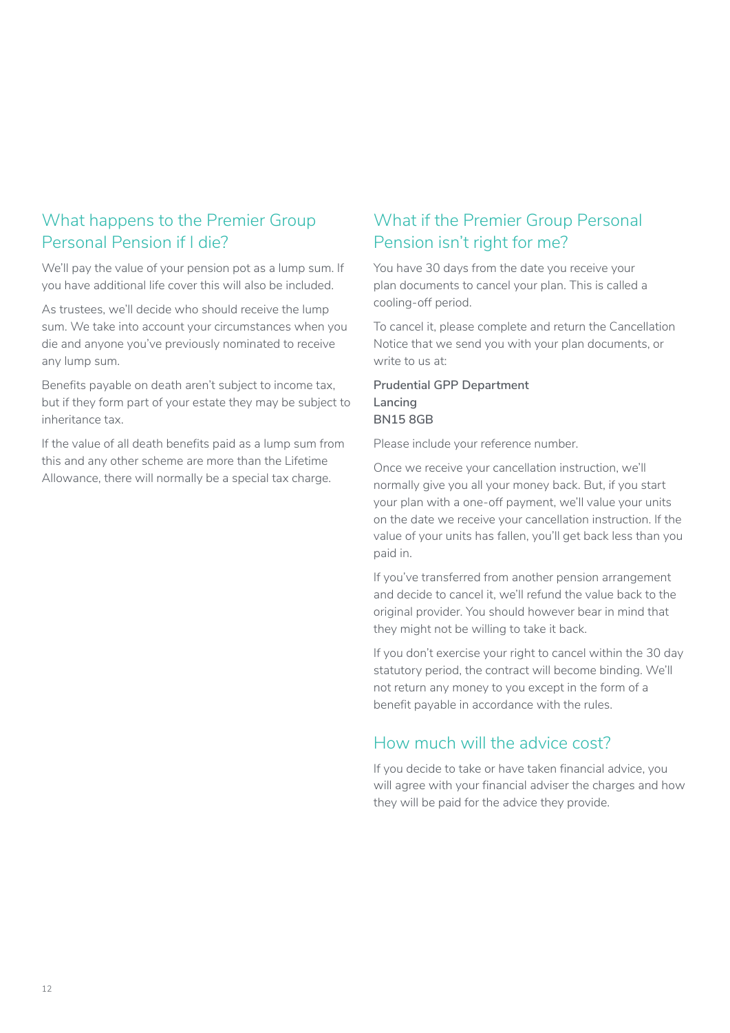## What happens to the Premier Group Personal Pension if I die?

We'll pay the value of your pension pot as a lump sum. If you have additional life cover this will also be included.

As trustees, we'll decide who should receive the lump sum. We take into account your circumstances when you die and anyone you've previously nominated to receive any lump sum.

Benefits payable on death aren't subject to income tax, but if they form part of your estate they may be subject to inheritance tax.

If the value of all death benefits paid as a lump sum from this and any other scheme are more than the Lifetime Allowance, there will normally be a special tax charge.

## What if the Premier Group Personal Pension isn't right for me?

You have 30 days from the date you receive your plan documents to cancel your plan. This is called a cooling-off period.

To cancel it, please complete and return the Cancellation Notice that we send you with your plan documents, or write to us at:

**Prudential GPP Department**
**Lancing**
**BN15 8GB**

Please include your reference number.

Once we receive your cancellation instruction, we'll normally give you all your money back. But, if you start your plan with a one-off payment, we'll value your units on the date we receive your cancellation instruction. If the value of your units has fallen, you'll get back less than you paid in.

If you've transferred from another pension arrangement and decide to cancel it, we'll refund the value back to the original provider. You should however bear in mind that they might not be willing to take it back.

If you don't exercise your right to cancel within the 30 day statutory period, the contract will become binding. We'll not return any money to you except in the form of a benefit payable in accordance with the rules.

## How much will the advice cost?

If you decide to take or have taken financial advice, you will agree with your financial adviser the charges and how they will be paid for the advice they provide.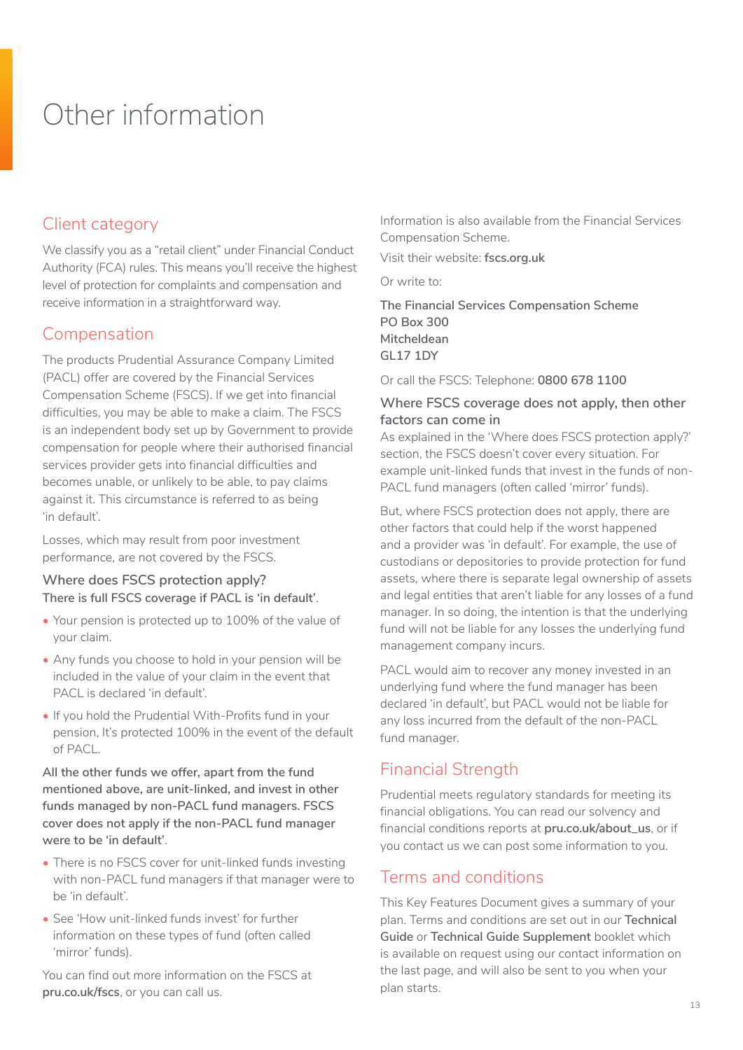# Other information

## Client category

We classify you as a "retail client" under Financial Conduct Authority (FCA) rules. This means you'll receive the highest level of protection for complaints and compensation and receive information in a straightforward way.

## Compensation

The products Prudential Assurance Company Limited (PACL) offer are covered by the Financial Services Compensation Scheme (FSCS). If we get into financial difficulties, you may be able to make a claim. The FSCS is an independent body set up by Government to provide compensation for people where their authorised financial services provider gets into financial difficulties and becomes unable, or unlikely to be able, to pay claims against it. This circumstance is referred to as being 'in default'.

Losses, which may result from poor investment performance, are not covered by the FSCS.

### Where does FSCS protection apply?

**There is full FSCS coverage if PACL is 'in default'.**

- Your pension is protected up to 100% of the value of your claim.
- Any funds you choose to hold in your pension will be included in the value of your claim in the event that PACL is declared 'in default'.
- If you hold the Prudential With-Profits fund in your pension, It's protected 100% in the event of the default of PACL.

**All the other funds we offer, apart from the fund mentioned above, are unit-linked, and invest in other funds managed by non-PACL fund managers. FSCS cover does not apply if the non-PACL fund manager were to be 'in default'.**

- There is no FSCS cover for unit-linked funds investing with non-PACL fund managers if that manager were to be 'in default'.
- See 'How unit-linked funds invest' for further information on these types of fund (often called 'mirror' funds).

You can find out more information on the FSCS at **pru.co.uk/fscs**, or you can call us.

Information is also available from the Financial Services Compensation Scheme.

Visit their website: **fscs.org.uk**

Or write to:

**The Financial Services Compensation Scheme**
**PO Box 300**
**Mitcheldean**
**GL17 1DY**

Or call the FSCS: Telephone: **0800 678 1100**

### Where FSCS coverage does not apply, then other factors can come in

As explained in the 'Where does FSCS protection apply?' section, the FSCS doesn't cover every situation. For example unit-linked funds that invest in the funds of non-PACL fund managers (often called 'mirror' funds).

But, where FSCS protection does not apply, there are other factors that could help if the worst happened and a provider was 'in default'. For example, the use of custodians or depositories to provide protection for fund assets, where there is separate legal ownership of assets and legal entities that aren't liable for any losses of a fund manager. In so doing, the intention is that the underlying fund will not be liable for any losses the underlying fund management company incurs.

PACL would aim to recover any money invested in an underlying fund where the fund manager has been declared 'in default', but PACL would not be liable for any loss incurred from the default of the non-PACL fund manager.

## Financial Strength

Prudential meets regulatory standards for meeting its financial obligations. You can read our solvency and financial conditions reports at **pru.co.uk/about_us**, or if you contact us we can post some information to you.

## Terms and conditions

This Key Features Document gives a summary of your plan. Terms and conditions are set out in our **Technical Guide** or **Technical Guide Supplement** booklet which is available on request using our contact information on the last page, and will also be sent to you when your plan starts.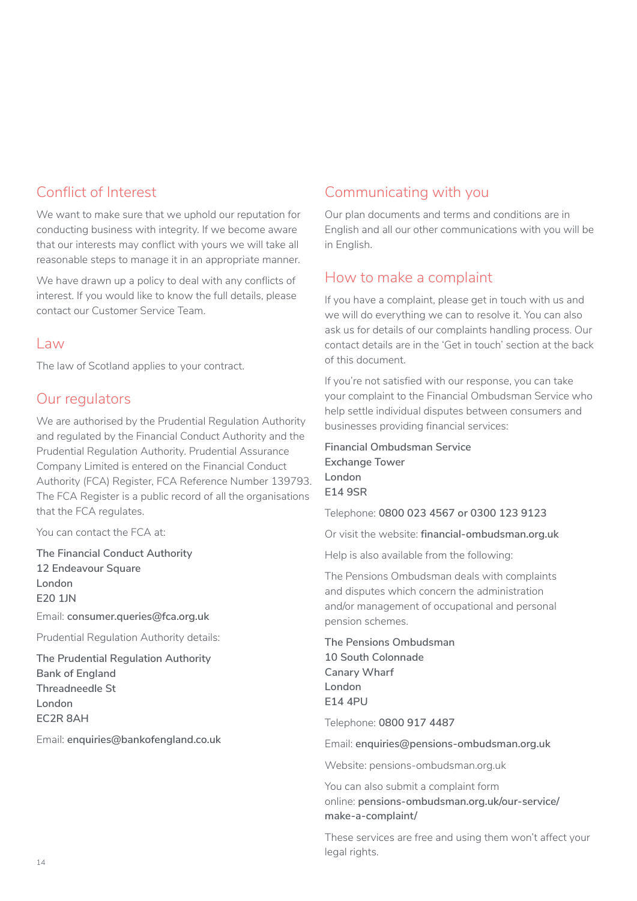## Conflict of Interest

We want to make sure that we uphold our reputation for conducting business with integrity. If we become aware that our interests may conflict with yours we will take all reasonable steps to manage it in an appropriate manner.

We have drawn up a policy to deal with any conflicts of interest. If you would like to know the full details, please contact our Customer Service Team.

## Law

The law of Scotland applies to your contract.

## Our regulators

We are authorised by the Prudential Regulation Authority and regulated by the Financial Conduct Authority and the Prudential Regulation Authority. Prudential Assurance Company Limited is entered on the Financial Conduct Authority (FCA) Register, FCA Reference Number 139793. The FCA Register is a public record of all the organisations that the FCA regulates.

You can contact the FCA at:

The Financial Conduct Authority
12 Endeavour Square
London
E20 1JN

Email: **consumer.queries@fca.org.uk**

Prudential Regulation Authority details:

The Prudential Regulation Authority
Bank of England
Threadneedle St
London
EC2R 8AH

Email: **enquiries@bankofengland.co.uk**

## Communicating with you

Our plan documents and terms and conditions are in English and all our other communications with you will be in English.

## How to make a complaint

If you have a complaint, please get in touch with us and we will do everything we can to resolve it. You can also ask us for details of our complaints handling process. Our contact details are in the 'Get in touch' section at the back of this document.

If you're not satisfied with our response, you can take your complaint to the Financial Ombudsman Service who help settle individual disputes between consumers and businesses providing financial services:

Financial Ombudsman Service
Exchange Tower
London
E14 9SR

Telephone: **0800 023 4567 or 0300 123 9123**

Or visit the website: **financial-ombudsman.org.uk**

Help is also available from the following:

The Pensions Ombudsman deals with complaints and disputes which concern the administration and/or management of occupational and personal pension schemes.

The Pensions Ombudsman
10 South Colonnade
Canary Wharf
London
E14 4PU

Telephone: **0800 917 4487**

Email: **enquiries@pensions-ombudsman.org.uk**

Website: pensions-ombudsman.org.uk

You can also submit a complaint form online: **pensions-ombudsman.org.uk/our-service/make-a-complaint/**

These services are free and using them won't affect your legal rights.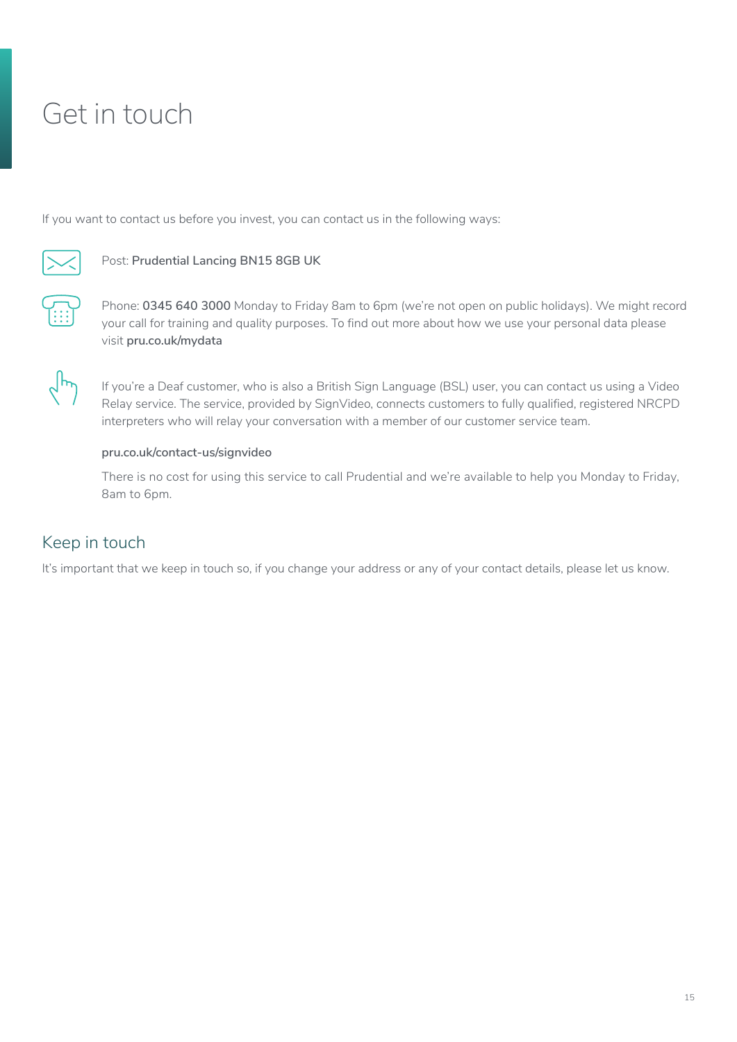# Get in touch

If you want to contact us before you invest, you can contact us in the following ways:

Post: **Prudential Lancing BN15 8GB UK**

Phone: **0345 640 3000** Monday to Friday 8am to 6pm (we're not open on public holidays). We might record your call for training and quality purposes. To find out more about how we use your personal data please visit **pru.co.uk/mydata**

If you're a Deaf customer, who is also a British Sign Language (BSL) user, you can contact us using a Video Relay service. The service, provided by SignVideo, connects customers to fully qualified, registered NRCPD interpreters who will relay your conversation with a member of our customer service team.

**pru.co.uk/contact-us/signvideo**

There is no cost for using this service to call Prudential and we're available to help you Monday to Friday, 8am to 6pm.

## Keep in touch

It's important that we keep in touch so, if you change your address or any of your contact details, please let us know.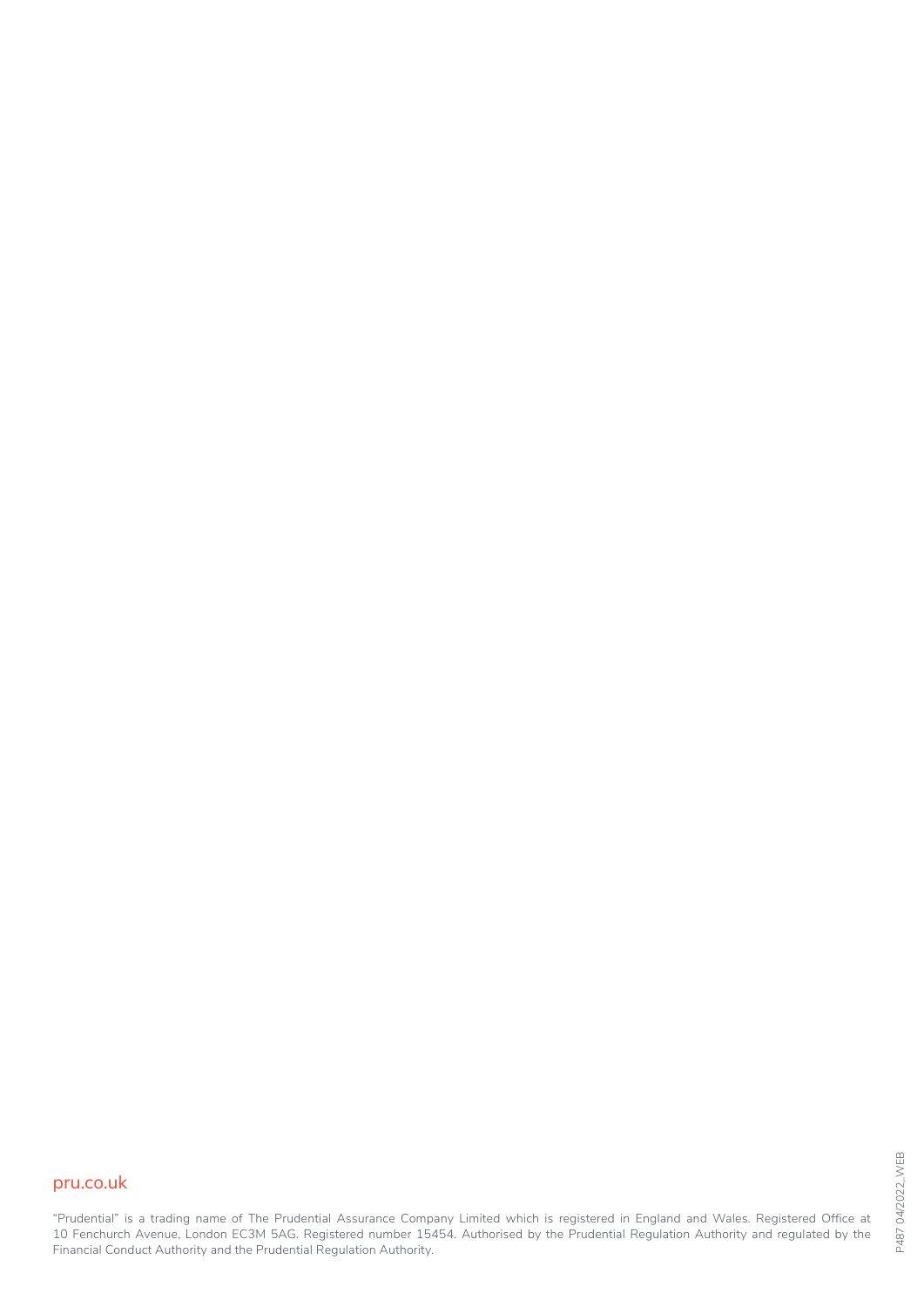pru.co.uk

"Prudential" is a trading name of The Prudential Assurance Company Limited which is registered in England and Wales. Registered Office at 10 Fenchurch Avenue, London EC3M 5AG. Registered number 15454. Authorised by the Prudential Regulation Authority and regulated by the Financial Conduct Authority and the Prudential Regulation Authority.

P487 04/2022_WEB